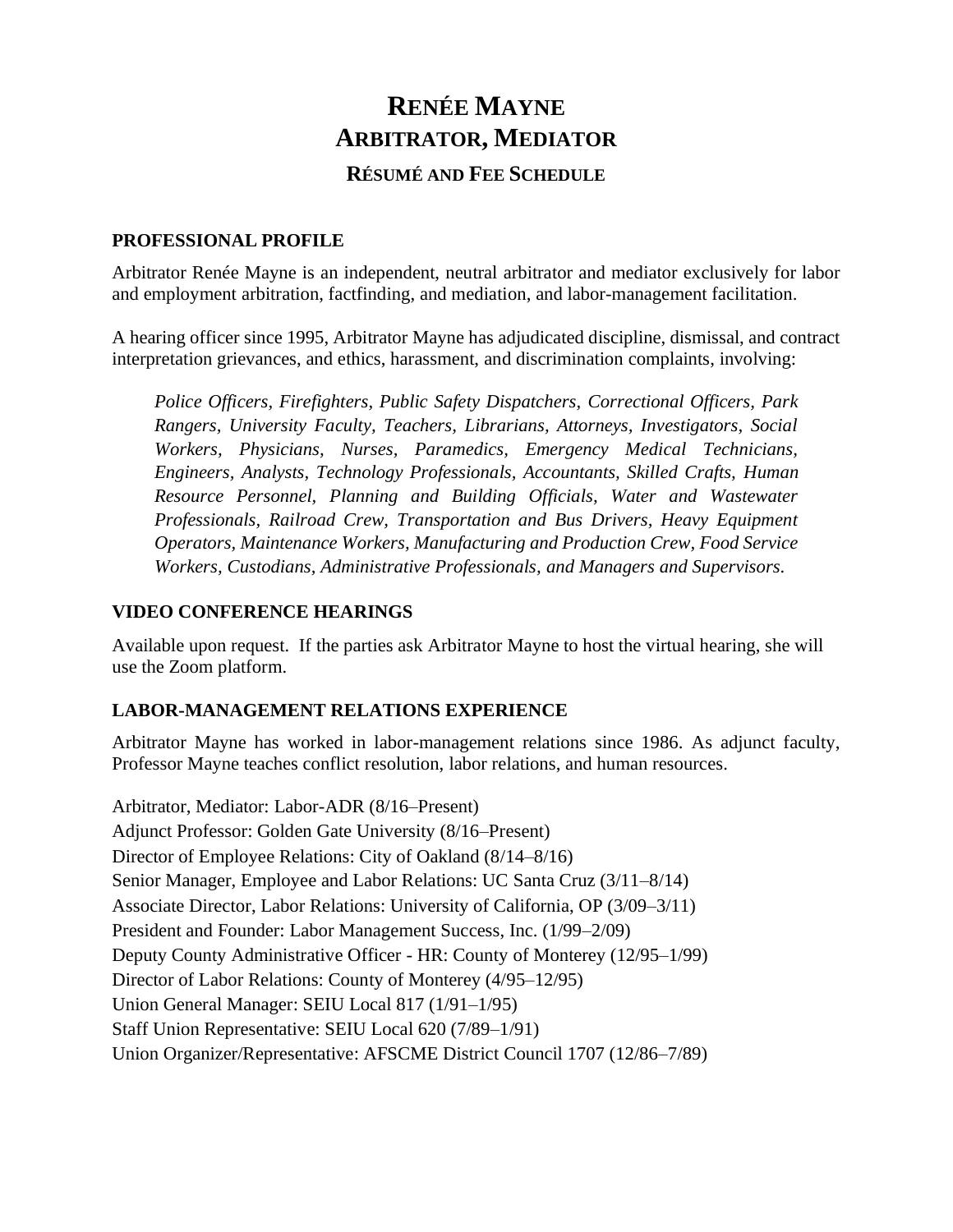# Renée Mayne
# Arbitrator, Mediator
## Résumé and Fee Schedule

### PROFESSIONAL PROFILE

Arbitrator Renée Mayne is an independent, neutral arbitrator and mediator exclusively for labor and employment arbitration, factfinding, and mediation, and labor-management facilitation.

A hearing officer since 1995, Arbitrator Mayne has adjudicated discipline, dismissal, and contract interpretation grievances, and ethics, harassment, and discrimination complaints, involving:

> *Police Officers, Firefighters, Public Safety Dispatchers, Correctional Officers, Park Rangers, University Faculty, Teachers, Librarians, Attorneys, Investigators, Social Workers, Physicians, Nurses, Paramedics, Emergency Medical Technicians, Engineers, Analysts, Technology Professionals, Accountants, Skilled Crafts, Human Resource Personnel, Planning and Building Officials, Water and Wastewater Professionals, Railroad Crew, Transportation and Bus Drivers, Heavy Equipment Operators, Maintenance Workers, Manufacturing and Production Crew, Food Service Workers, Custodians, Administrative Professionals, and Managers and Supervisors.*

### VIDEO CONFERENCE HEARINGS

Available upon request. If the parties ask Arbitrator Mayne to host the virtual hearing, she will use the Zoom platform.

### LABOR-MANAGEMENT RELATIONS EXPERIENCE

Arbitrator Mayne has worked in labor-management relations since 1986. As adjunct faculty, Professor Mayne teaches conflict resolution, labor relations, and human resources.

Arbitrator, Mediator: Labor-ADR (8/16–Present)  
Adjunct Professor: Golden Gate University (8/16–Present)  
Director of Employee Relations: City of Oakland (8/14–8/16)  
Senior Manager, Employee and Labor Relations: UC Santa Cruz (3/11–8/14)  
Associate Director, Labor Relations: University of California, OP (3/09–3/11)  
President and Founder: Labor Management Success, Inc. (1/99–2/09)  
Deputy County Administrative Officer - HR: County of Monterey (12/95–1/99)  
Director of Labor Relations: County of Monterey (4/95–12/95)  
Union General Manager: SEIU Local 817 (1/91–1/95)  
Staff Union Representative: SEIU Local 620 (7/89–1/91)  
Union Organizer/Representative: AFSCME District Council 1707 (12/86–7/89)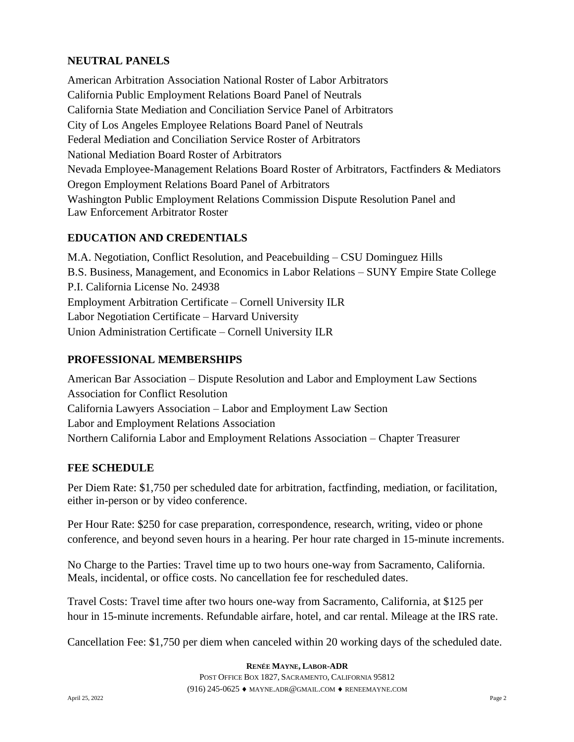## NEUTRAL PANELS

American Arbitration Association National Roster of Labor Arbitrators
California Public Employment Relations Board Panel of Neutrals
California State Mediation and Conciliation Service Panel of Arbitrators
City of Los Angeles Employee Relations Board Panel of Neutrals
Federal Mediation and Conciliation Service Roster of Arbitrators
National Mediation Board Roster of Arbitrators
Nevada Employee-Management Relations Board Roster of Arbitrators, Factfinders & Mediators
Oregon Employment Relations Board Panel of Arbitrators
Washington Public Employment Relations Commission Dispute Resolution Panel and Law Enforcement Arbitrator Roster

## EDUCATION AND CREDENTIALS

M.A. Negotiation, Conflict Resolution, and Peacebuilding – CSU Dominguez Hills
B.S. Business, Management, and Economics in Labor Relations – SUNY Empire State College
P.I. California License No. 24938
Employment Arbitration Certificate – Cornell University ILR
Labor Negotiation Certificate – Harvard University
Union Administration Certificate – Cornell University ILR

## PROFESSIONAL MEMBERSHIPS

American Bar Association – Dispute Resolution and Labor and Employment Law Sections
Association for Conflict Resolution
California Lawyers Association – Labor and Employment Law Section
Labor and Employment Relations Association
Northern California Labor and Employment Relations Association – Chapter Treasurer

## FEE SCHEDULE

Per Diem Rate: $1,750 per scheduled date for arbitration, factfinding, mediation, or facilitation, either in-person or by video conference.

Per Hour Rate: $250 for case preparation, correspondence, research, writing, video or phone conference, and beyond seven hours in a hearing. Per hour rate charged in 15-minute increments.

No Charge to the Parties: Travel time up to two hours one-way from Sacramento, California. Meals, incidental, or office costs. No cancellation fee for rescheduled dates.

Travel Costs: Travel time after two hours one-way from Sacramento, California, at $125 per hour in 15-minute increments. Refundable airfare, hotel, and car rental. Mileage at the IRS rate.

Cancellation Fee: $1,750 per diem when canceled within 20 working days of the scheduled date.

**RENÉE MAYNE, LABOR-ADR**
POST OFFICE BOX 1827, SACRAMENTO, CALIFORNIA 95812
(916) 245-0625 ♦ MAYNE.ADR@GMAIL.COM ♦ RENEEMAYNE.COM

April 25, 2022